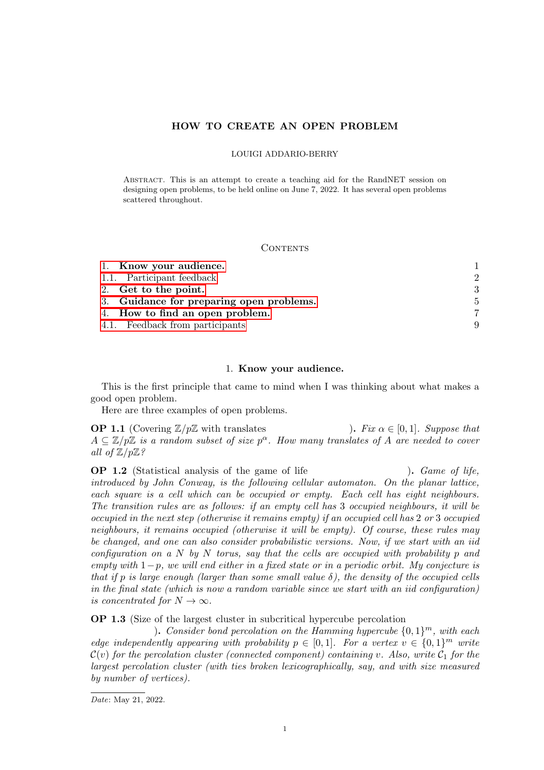# HOW TO CREATE AN OPEN PROBLEM

LOUIGI ADDARIO-BERRY

ABSTRACT. This is an attempt to create a teaching aid for the RandNET session on designing open problems, to be held online on June 7, 2022. It has several open problems scattered throughout.

## CONTENTS

| | |
|---|---|
| 1. **Know your audience.** | 1 |
| 1.1. Participant feedback | 2 |
| 2. **Get to the point.** | 3 |
| 3. **Guidance for preparing open problems.** | 5 |
| 4. **How to find an open problem.** | 7 |
| 4.1. Feedback from participants | 9 |

## 1. Know your audience.

This is the first principle that came to mind when I was thinking about what makes a good open problem.

Here are three examples of open problems.

**OP 1.1** (Covering $\mathbb{Z}/p\mathbb{Z}$ with translates ). *Fix $\alpha \in [0, 1]$. Suppose that $A \subseteq \mathbb{Z}/p\mathbb{Z}$ is a random subset of size $p^\alpha$. How many translates of $A$ are needed to cover all of $\mathbb{Z}/p\mathbb{Z}$?*

**OP 1.2** (Statistical analysis of the game of life ). *Game of life, introduced by John Conway, is the following cellular automaton. On the planar lattice, each square is a cell which can be occupied or empty. Each cell has eight neighbours. The transition rules are as follows: if an empty cell has 3 occupied neighbours, it will be occupied in the next step (otherwise it remains empty) if an occupied cell has 2 or 3 occupied neighbours, it remains occupied (otherwise it will be empty). Of course, these rules may be changed, and one can also consider probabilistic versions. Now, if we start with an iid configuration on a $N$ by $N$ torus, say that the cells are occupied with probability $p$ and empty with $1-p$, we will end either in a fixed state or in a periodic orbit. My conjecture is that if $p$ is large enough (larger than some small value $\delta$), the density of the occupied cells in the final state (which is now a random variable since we start with an iid configuration) is concentrated for $N \to \infty$.*

**OP 1.3** (Size of the largest cluster in subcritical hypercube percolation ). *Consider bond percolation on the Hamming hypercube $\{0, 1\}^m$, with each edge independently appearing with probability $p \in [0, 1]$. For a vertex $v \in \{0, 1\}^m$ write $\mathcal{C}(v)$ for the percolation cluster (connected component) containing $v$. Also, write $\mathcal{C}_1$ for the largest percolation cluster (with ties broken lexicographically, say, and with size measured by number of vertices).*

*Date*: May 21, 2022.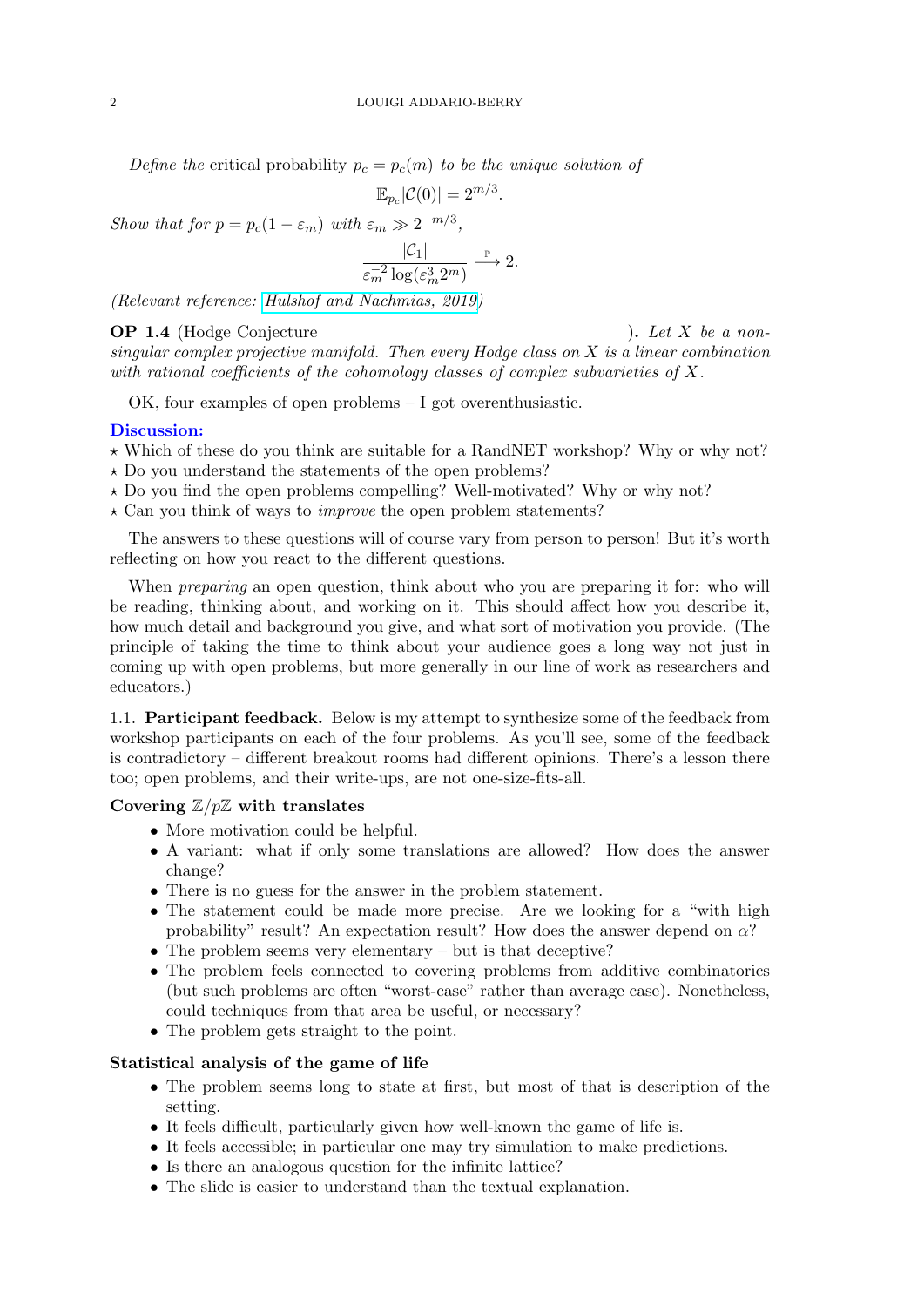*Define the* critical probability $p_c = p_c(m)$ *to be the unique solution of*

$$\mathbb{E}_{p_c}|\mathcal{C}(0)| = 2^{m/3}.$$

*Show that for* $p = p_c(1 - \varepsilon_m)$ *with* $\varepsilon_m \gg 2^{-m/3}$*,*

$$\frac{|\mathcal{C}_1|}{\varepsilon_m^{-2} \log(\varepsilon_m^3 2^m)} \xrightarrow{\mathbb{P}} 2.$$

*(Relevant reference: [Hulshof and Nachmias, 2019])*

**OP 1.4** (Hodge Conjecture ). *Let $X$ be a non-singular complex projective manifold. Then every Hodge class on $X$ is a linear combination with rational coefficients of the cohomology classes of complex subvarieties of $X$.*

OK, four examples of open problems – I got overenthusiastic.

**Discussion:**

⋆ Which of these do you think are suitable for a RandNET workshop? Why or why not?
⋆ Do you understand the statements of the open problems?
⋆ Do you find the open problems compelling? Well-motivated? Why or why not?
⋆ Can you think of ways to *improve* the open problem statements?

The answers to these questions will of course vary from person to person! But it's worth reflecting on how you react to the different questions.

When *preparing* an open question, think about who you are preparing it for: who will be reading, thinking about, and working on it. This should affect how you describe it, how much detail and background you give, and what sort of motivation you provide. (The principle of taking the time to think about your audience goes a long way not just in coming up with open problems, but more generally in our line of work as researchers and educators.)

1.1. **Participant feedback.** Below is my attempt to synthesize some of the feedback from workshop participants on each of the four problems. As you'll see, some of the feedback is contradictory – different breakout rooms had different opinions. There's a lesson there too; open problems, and their write-ups, are not one-size-fits-all.

**Covering $\mathbb{Z}/p\mathbb{Z}$ with translates**

- More motivation could be helpful.
- A variant: what if only some translations are allowed? How does the answer change?
- There is no guess for the answer in the problem statement.
- The statement could be made more precise. Are we looking for a "with high probability" result? An expectation result? How does the answer depend on $\alpha$?
- The problem seems very elementary – but is that deceptive?
- The problem feels connected to covering problems from additive combinatorics (but such problems are often "worst-case" rather than average case). Nonetheless, could techniques from that area be useful, or necessary?
- The problem gets straight to the point.

**Statistical analysis of the game of life**

- The problem seems long to state at first, but most of that is description of the setting.
- It feels difficult, particularly given how well-known the game of life is.
- It feels accessible; in particular one may try simulation to make predictions.
- Is there an analogous question for the infinite lattice?
- The slide is easier to understand than the textual explanation.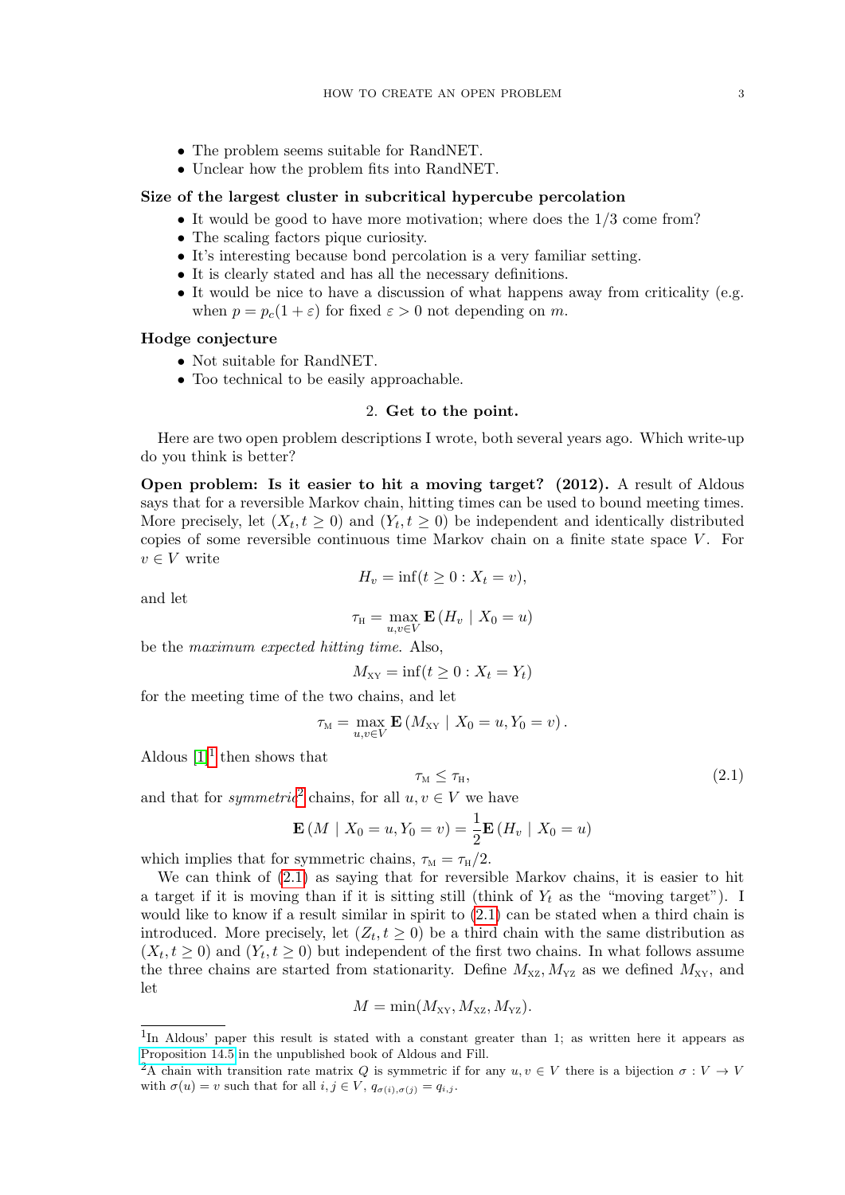- The problem seems suitable for RandNET.
- Unclear how the problem fits into RandNET.

**Size of the largest cluster in subcritical hypercube percolation**

- It would be good to have more motivation; where does the 1/3 come from?
- The scaling factors pique curiosity.
- It's interesting because bond percolation is a very familiar setting.
- It is clearly stated and has all the necessary definitions.
- It would be nice to have a discussion of what happens away from criticality (e.g. when $p = p_c(1+\varepsilon)$ for fixed $\varepsilon > 0$ not depending on $m$.

**Hodge conjecture**

- Not suitable for RandNET.
- Too technical to be easily approachable.

## 2. Get to the point.

Here are two open problem descriptions I wrote, both several years ago. Which write-up do you think is better?

**Open problem: Is it easier to hit a moving target? (2012).** A result of Aldous says that for a reversible Markov chain, hitting times can be used to bound meeting times. More precisely, let $(X_t, t \geq 0)$ and $(Y_t, t \geq 0)$ be independent and identically distributed copies of some reversible continuous time Markov chain on a finite state space $V$. For $v \in V$ write

$$H_v = \inf(t \geq 0 : X_t = v),$$

and let

$$\tau_{\mathrm{H}} = \max_{u,v \in V} \mathbf{E}\left(H_v \mid X_0 = u\right)$$

be the *maximum expected hitting time*. Also,

$$M_{\mathrm{XY}} = \inf(t \geq 0 : X_t = Y_t)$$

for the meeting time of the two chains, and let

$$\tau_{\mathrm{M}} = \max_{u,v \in V} \mathbf{E}\left(M_{\mathrm{XY}} \mid X_0 = u, Y_0 = v\right).$$

Aldous [1][1] then shows that

$$\tau_{\mathrm{M}} \leq \tau_{\mathrm{H}}, \tag{2.1}$$

and that for *symmetric*[2] chains, for all $u, v \in V$ we have

$$\mathbf{E}\left(M \mid X_0 = u, Y_0 = v\right) = \frac{1}{2}\mathbf{E}\left(H_v \mid X_0 = u\right)$$

which implies that for symmetric chains, $\tau_{\mathrm{M}} = \tau_{\mathrm{H}}/2$.

We can think of (2.1) as saying that for reversible Markov chains, it is easier to hit a target if it is moving than if it is sitting still (think of $Y_t$ as the "moving target"). I would like to know if a result similar in spirit to (2.1) can be stated when a third chain is introduced. More precisely, let $(Z_t, t \geq 0)$ be a third chain with the same distribution as $(X_t, t \geq 0)$ and $(Y_t, t \geq 0)$ but independent of the first two chains. In what follows assume the three chains are started from stationarity. Define $M_{\mathrm{XZ}}, M_{\mathrm{YZ}}$ as we defined $M_{\mathrm{XY}}$, and let

$$M = \min(M_{\mathrm{XY}}, M_{\mathrm{XZ}}, M_{\mathrm{YZ}}).$$

[1] In Aldous' paper this result is stated with a constant greater than 1; as written here it appears as Proposition 14.5 in the unpublished book of Aldous and Fill.

[2] A chain with transition rate matrix $Q$ is symmetric if for any $u, v \in V$ there is a bijection $\sigma : V \to V$ with $\sigma(u) = v$ such that for all $i, j \in V$, $q_{\sigma(i),\sigma(j)} = q_{i,j}$.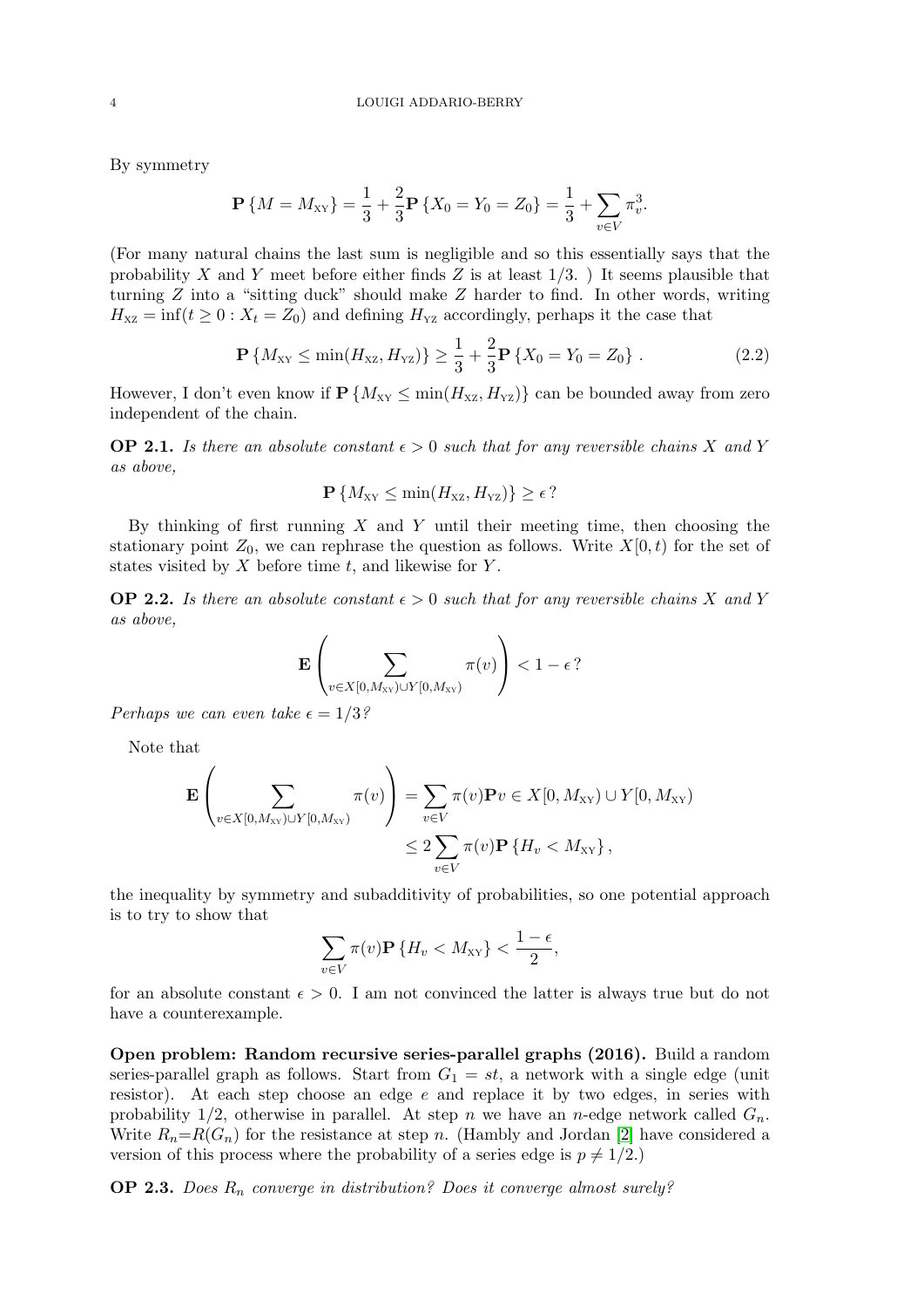By symmetry

$$\mathbf{P}\left\{M = M_{\mathrm{XY}}\right\} = \frac{1}{3} + \frac{2}{3}\mathbf{P}\left\{X_0 = Y_0 = Z_0\right\} = \frac{1}{3} + \sum_{v \in V} \pi_v^3.$$

(For many natural chains the last sum is negligible and so this essentially says that the probability $X$ and $Y$ meet before either finds $Z$ is at least $1/3$. ) It seems plausible that turning $Z$ into a "sitting duck" should make $Z$ harder to find. In other words, writing $H_{\mathrm{XZ}} = \inf(t \geq 0 : X_t = Z_0)$ and defining $H_{\mathrm{YZ}}$ accordingly, perhaps it the case that

$$\mathbf{P}\left\{M_{\mathrm{XY}} \leq \min(H_{\mathrm{XZ}}, H_{\mathrm{YZ}})\right\} \geq \frac{1}{3} + \frac{2}{3}\mathbf{P}\left\{X_0 = Y_0 = Z_0\right\}. \tag{2.2}$$

However, I don't even know if $\mathbf{P}\left\{M_{\mathrm{XY}} \leq \min(H_{\mathrm{XZ}}, H_{\mathrm{YZ}})\right\}$ can be bounded away from zero independent of the chain.

**OP 2.1.** *Is there an absolute constant $\epsilon > 0$ such that for any reversible chains $X$ and $Y$ as above,*

$$\mathbf{P}\left\{M_{\mathrm{XY}} \leq \min(H_{\mathrm{XZ}}, H_{\mathrm{YZ}})\right\} \geq \epsilon\,?$$

By thinking of first running $X$ and $Y$ until their meeting time, then choosing the stationary point $Z_0$, we can rephrase the question as follows. Write $X[0,t)$ for the set of states visited by $X$ before time $t$, and likewise for $Y$.

**OP 2.2.** *Is there an absolute constant $\epsilon > 0$ such that for any reversible chains $X$ and $Y$ as above,*

$$\mathbf{E}\left(\sum_{v \in X[0,M_{\mathrm{XY}}) \cup Y[0,M_{\mathrm{XY}})} \pi(v)\right) < 1 - \epsilon\,?$$

*Perhaps we can even take $\epsilon = 1/3$?*

Note that

$$\begin{aligned}
\mathbf{E}\left(\sum_{v \in X[0,M_{\mathrm{XY}}) \cup Y[0,M_{\mathrm{XY}})} \pi(v)\right) &= \sum_{v \in V} \pi(v)\mathbf{P}v \in X[0, M_{\mathrm{XY}}) \cup Y[0, M_{\mathrm{XY}}) \\
&\leq 2\sum_{v \in V} \pi(v)\mathbf{P}\left\{H_v < M_{\mathrm{XY}}\right\},
\end{aligned}$$

the inequality by symmetry and subadditivity of probabilities, so one potential approach is to try to show that

$$\sum_{v \in V} \pi(v)\mathbf{P}\left\{H_v < M_{\mathrm{XY}}\right\} < \frac{1-\epsilon}{2},$$

for an absolute constant $\epsilon > 0$. I am not convinced the latter is always true but do not have a counterexample.

**Open problem: Random recursive series-parallel graphs (2016).** Build a random series-parallel graph as follows. Start from $G_1 = st$, a network with a single edge (unit resistor). At each step choose an edge $e$ and replace it by two edges, in series with probability $1/2$, otherwise in parallel. At step $n$ we have an $n$-edge network called $G_n$. Write $R_n$=$R(G_n)$ for the resistance at step $n$. (Hambly and Jordan [2] have considered a version of this process where the probability of a series edge is $p \neq 1/2$.)

**OP 2.3.** *Does $R_n$ converge in distribution? Does it converge almost surely?*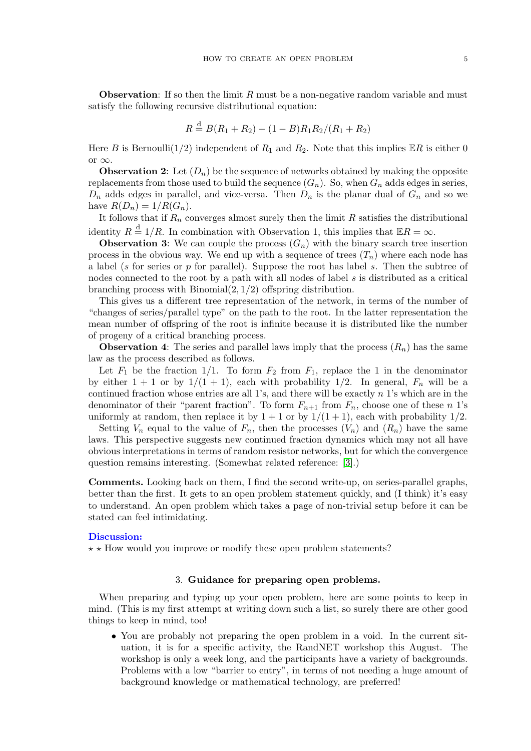**Observation**: If so then the limit $R$ must be a non-negative random variable and must satisfy the following recursive distributional equation:

$$R \stackrel{\mathrm{d}}{=} B(R_1 + R_2) + (1-B)R_1R_2/(R_1 + R_2)$$

Here $B$ is Bernoulli(1/2) independent of $R_1$ and $R_2$. Note that this implies $\mathbb{E}R$ is either 0 or $\infty$.

**Observation 2**: Let $(D_n)$ be the sequence of networks obtained by making the opposite replacements from those used to build the sequence $(G_n)$. So, when $G_n$ adds edges in series, $D_n$ adds edges in parallel, and vice-versa. Then $D_n$ is the planar dual of $G_n$ and so we have $R(D_n) = 1/R(G_n)$.

It follows that if $R_n$ converges almost surely then the limit $R$ satisfies the distributional identity $R \stackrel{\mathrm{d}}{=} 1/R$. In combination with Observation 1, this implies that $\mathbb{E}R = \infty$.

**Observation 3**: We can couple the process $(G_n)$ with the binary search tree insertion process in the obvious way. We end up with a sequence of trees $(T_n)$ where each node has a label ($s$ for series or $p$ for parallel). Suppose the root has label $s$. Then the subtree of nodes connected to the root by a path with all nodes of label $s$ is distributed as a critical branching process with Binomial$(2, 1/2)$ offspring distribution.

This gives us a different tree representation of the network, in terms of the number of "changes of series/parallel type" on the path to the root. In the latter representation the mean number of offspring of the root is infinite because it is distributed like the number of progeny of a critical branching process.

**Observation 4**: The series and parallel laws imply that the process $(R_n)$ has the same law as the process described as follows.

Let $F_1$ be the fraction $1/1$. To form $F_2$ from $F_1$, replace the 1 in the denominator by either $1+1$ or by $1/(1+1)$, each with probability $1/2$. In general, $F_n$ will be a continued fraction whose entries are all 1's, and there will be exactly $n$ 1's which are in the denominator of their "parent fraction". To form $F_{n+1}$ from $F_n$, choose one of these $n$ 1's uniformly at random, then replace it by $1+1$ or by $1/(1+1)$, each with probability $1/2$.

Setting $V_n$ equal to the value of $F_n$, then the processes $(V_n)$ and $(R_n)$ have the same laws. This perspective suggests new continued fraction dynamics which may not all have obvious interpretations in terms of random resistor networks, but for which the convergence question remains interesting. (Somewhat related reference: [3].)

**Comments.** Looking back on them, I find the second write-up, on series-parallel graphs, better than the first. It gets to an open problem statement quickly, and (I think) it's easy to understand. An open problem which takes a page of non-trivial setup before it can be stated can feel intimidating.

**Discussion:**

⋆ ⋆ How would you improve or modify these open problem statements?

## 3. Guidance for preparing open problems.

When preparing and typing up your open problem, here are some points to keep in mind. (This is my first attempt at writing down such a list, so surely there are other good things to keep in mind, too!

- You are probably not preparing the open problem in a void. In the current situation, it is for a specific activity, the RandNET workshop this August. The workshop is only a week long, and the participants have a variety of backgrounds. Problems with a low "barrier to entry", in terms of not needing a huge amount of background knowledge or mathematical technology, are preferred!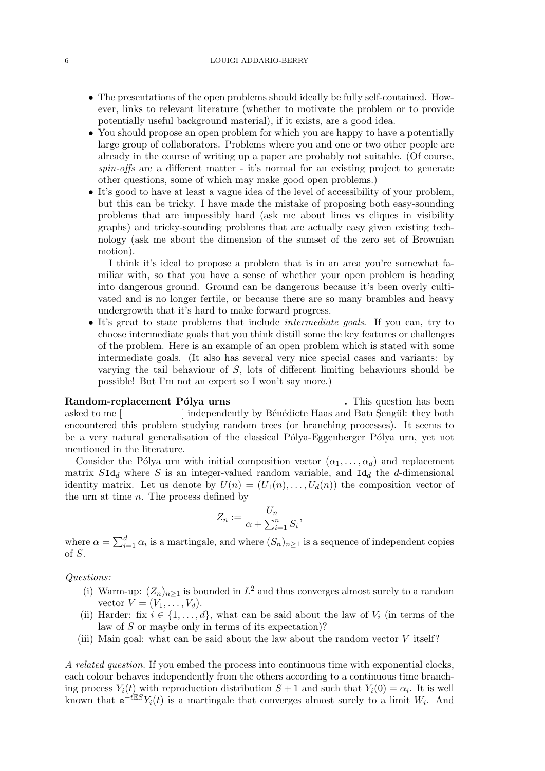- The presentations of the open problems should ideally be fully self-contained. However, links to relevant literature (whether to motivate the problem or to provide potentially useful background material), if it exists, are a good idea.
- You should propose an open problem for which you are happy to have a potentially large group of collaborators. Problems where you and one or two other people are already in the course of writing up a paper are probably not suitable. (Of course, *spin-offs* are a different matter - it's normal for an existing project to generate other questions, some of which may make good open problems.)
- It's good to have at least a vague idea of the level of accessibility of your problem, but this can be tricky. I have made the mistake of proposing both easy-sounding problems that are impossibly hard (ask me about lines vs cliques in visibility graphs) and tricky-sounding problems that are actually easy given existing technology (ask me about the dimension of the sumset of the zero set of Brownian motion).

  I think it's ideal to propose a problem that is in an area you're somewhat familiar with, so that you have a sense of whether your open problem is heading into dangerous ground. Ground can be dangerous because it's been overly cultivated and is no longer fertile, or because there are so many brambles and heavy undergrowth that it's hard to make forward progress.
- It's great to state problems that include *intermediate goals*. If you can, try to choose intermediate goals that you think distill some the key features or challenges of the problem. Here is an example of an open problem which is stated with some intermediate goals. (It also has several very nice special cases and variants: by varying the tail behaviour of $S$, lots of different limiting behaviours should be possible! But I'm not an expert so I won't say more.)

**Random-replacement Pólya urns** . This question has been asked to me [ ] independently by Bénédicte Haas and Batı Şengül: they both encountered this problem studying random trees (or branching processes). It seems to be a very natural generalisation of the classical Pólya-Eggenberger Pólya urn, yet not mentioned in the literature.

Consider the Pólya urn with initial composition vector $(\alpha_1, \dots, \alpha_d)$ and replacement matrix $S\mathtt{Id}_d$ where $S$ is an integer-valued random variable, and $\mathtt{Id}_d$ the $d$-dimensional identity matrix. Let us denote by $U(n) = (U_1(n), \dots, U_d(n))$ the composition vector of the urn at time $n$. The process defined by

$$Z_n := \frac{U_n}{\alpha + \sum_{i=1}^n S_i},$$

where $\alpha = \sum_{i=1}^d \alpha_i$ is a martingale, and where $(S_n)_{n\geq 1}$ is a sequence of independent copies of $S$.

*Questions:*

(i) Warm-up: $(Z_n)_{n\geq 1}$ is bounded in $L^2$ and thus converges almost surely to a random vector $V = (V_1, \dots, V_d)$.

(ii) Harder: fix $i \in \{1, \dots, d\}$, what can be said about the law of $V_i$ (in terms of the law of $S$ or maybe only in terms of its expectation)?

(iii) Main goal: what can be said about the law about the random vector $V$ itself?

*A related question.* If you embed the process into continuous time with exponential clocks, each colour behaves independently from the others according to a continuous time branching process $Y_i(t)$ with reproduction distribution $S+1$ and such that $Y_i(0) = \alpha_i$. It is well known that $\mathrm{e}^{-t\mathbb{E}S} Y_i(t)$ is a martingale that converges almost surely to a limit $W_i$. And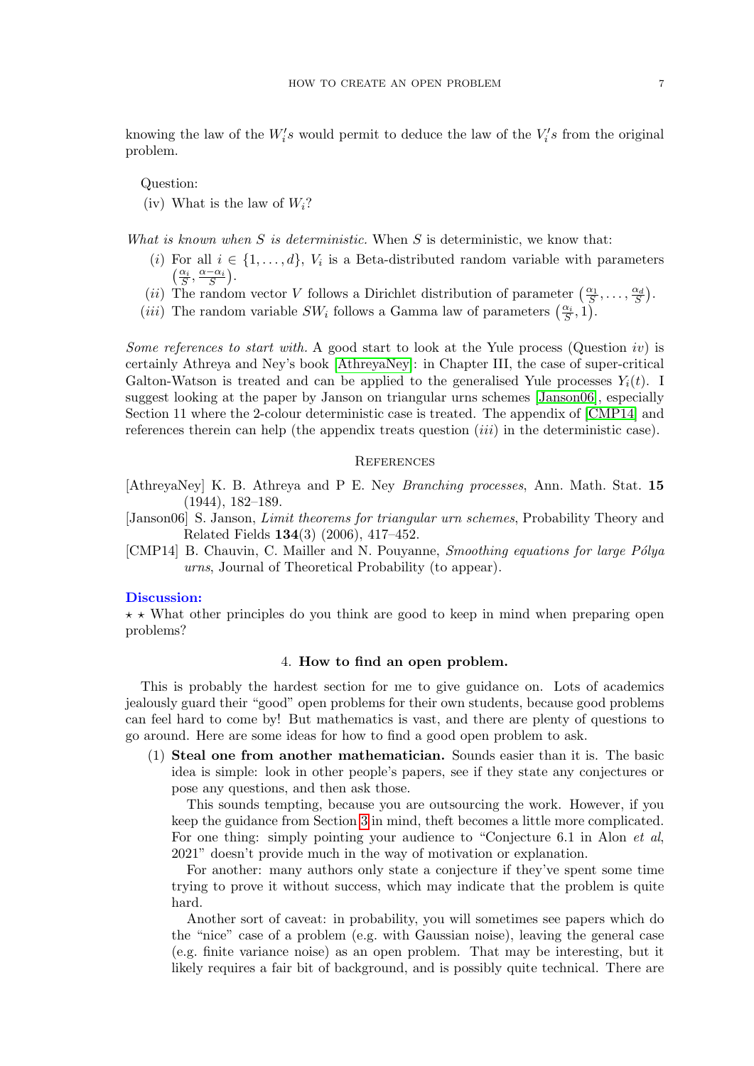knowing the law of the $W_i's$ would permit to deduce the law of the $V_i's$ from the original problem.

Question:

(iv) What is the law of $W_i$?

*What is known when $S$ is deterministic.* When $S$ is deterministic, we know that:

- $(i)$ For all $i \in \{1, \dots, d\}$, $V_i$ is a Beta-distributed random variable with parameters $\left(\frac{\alpha_i}{S}, \frac{\alpha - \alpha_i}{S}\right)$.
- $(ii)$ The random vector $V$ follows a Dirichlet distribution of parameter $\left(\frac{\alpha_1}{S}, \dots, \frac{\alpha_d}{S}\right)$.
- $(iii)$ The random variable $SW_i$ follows a Gamma law of parameters $\left(\frac{\alpha_i}{S}, 1\right)$.

*Some references to start with.* A good start to look at the Yule process (Question $iv$) is certainly Athreya and Ney's book [AthreyaNey]: in Chapter III, the case of super-critical Galton-Watson is treated and can be applied to the generalised Yule processes $Y_i(t)$. I suggest looking at the paper by Janson on triangular urns schemes [Janson06], especially Section 11 where the 2-colour deterministic case is treated. The appendix of [CMP14] and references therein can help (the appendix treats question $(iii)$ in the deterministic case).

## References

[AthreyaNey] K. B. Athreya and P E. Ney *Branching processes*, Ann. Math. Stat. **15** (1944), 182–189.

[Janson06] S. Janson, *Limit theorems for triangular urn schemes*, Probability Theory and Related Fields **134**(3) (2006), 417–452.

[CMP14] B. Chauvin, C. Mailler and N. Pouyanne, *Smoothing equations for large Pólya urns*, Journal of Theoretical Probability (to appear).

**Discussion:**

⋆ ⋆ What other principles do you think are good to keep in mind when preparing open problems?

## 4. How to find an open problem.

This is probably the hardest section for me to give guidance on. Lots of academics jealously guard their "good" open problems for their own students, because good problems can feel hard to come by! But mathematics is vast, and there are plenty of questions to go around. Here are some ideas for how to find a good open problem to ask.

1. **Steal one from another mathematician.** Sounds easier than it is. The basic idea is simple: look in other people's papers, see if they state any conjectures or pose any questions, and then ask those.

   This sounds tempting, because you are outsourcing the work. However, if you keep the guidance from Section 3 in mind, theft becomes a little more complicated. For one thing: simply pointing your audience to "Conjecture 6.1 in Alon *et al*, 2021" doesn't provide much in the way of motivation or explanation.

   For another: many authors only state a conjecture if they've spent some time trying to prove it without success, which may indicate that the problem is quite hard.

   Another sort of caveat: in probability, you will sometimes see papers which do the "nice" case of a problem (e.g. with Gaussian noise), leaving the general case (e.g. finite variance noise) as an open problem. That may be interesting, but it likely requires a fair bit of background, and is possibly quite technical. There are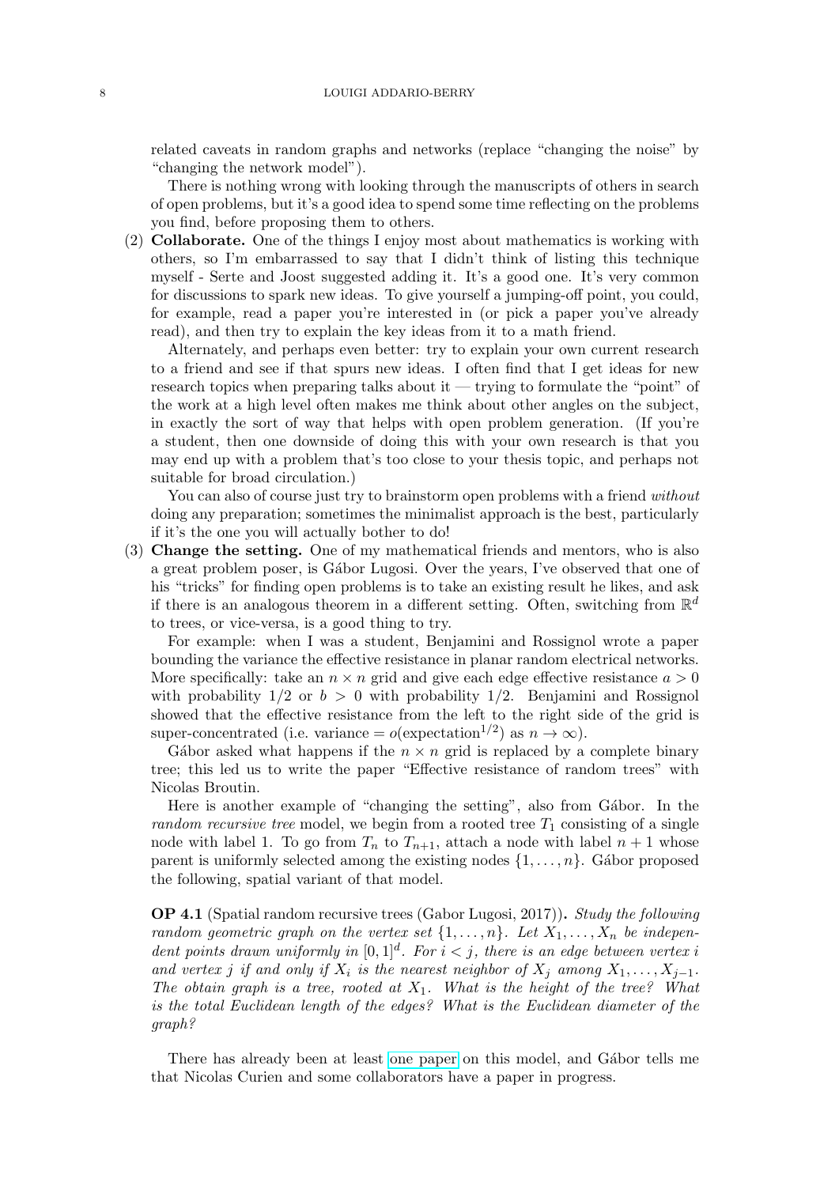related caveats in random graphs and networks (replace "changing the noise" by "changing the network model").

There is nothing wrong with looking through the manuscripts of others in search of open problems, but it's a good idea to spend some time reflecting on the problems you find, before proposing them to others.

(2) **Collaborate.** One of the things I enjoy most about mathematics is working with others, so I'm embarrassed to say that I didn't think of listing this technique myself - Serte and Joost suggested adding it. It's a good one. It's very common for discussions to spark new ideas. To give yourself a jumping-off point, you could, for example, read a paper you're interested in (or pick a paper you've already read), and then try to explain the key ideas from it to a math friend.

Alternately, and perhaps even better: try to explain your own current research to a friend and see if that spurs new ideas. I often find that I get ideas for new research topics when preparing talks about it — trying to formulate the "point" of the work at a high level often makes me think about other angles on the subject, in exactly the sort of way that helps with open problem generation. (If you're a student, then one downside of doing this with your own research is that you may end up with a problem that's too close to your thesis topic, and perhaps not suitable for broad circulation.)

You can also of course just try to brainstorm open problems with a friend *without* doing any preparation; sometimes the minimalist approach is the best, particularly if it's the one you will actually bother to do!

(3) **Change the setting.** One of my mathematical friends and mentors, who is also a great problem poser, is Gábor Lugosi. Over the years, I've observed that one of his "tricks" for finding open problems is to take an existing result he likes, and ask if there is an analogous theorem in a different setting. Often, switching from $\mathbb{R}^d$ to trees, or vice-versa, is a good thing to try.

For example: when I was a student, Benjamini and Rossignol wrote a paper bounding the variance the effective resistance in planar random electrical networks. More specifically: take an $n \times n$ grid and give each edge effective resistance $a > 0$ with probability $1/2$ or $b > 0$ with probability $1/2$. Benjamini and Rossignol showed that the effective resistance from the left to the right side of the grid is super-concentrated (i.e. variance $= o(\text{expectation}^{1/2})$ as $n \to \infty$).

Gábor asked what happens if the $n \times n$ grid is replaced by a complete binary tree; this led us to write the paper "Effective resistance of random trees" with Nicolas Broutin.

Here is another example of "changing the setting", also from Gábor. In the *random recursive tree* model, we begin from a rooted tree $T_1$ consisting of a single node with label 1. To go from $T_n$ to $T_{n+1}$, attach a node with label $n+1$ whose parent is uniformly selected among the existing nodes $\{1, \ldots, n\}$. Gábor proposed the following, spatial variant of that model.

**OP 4.1** (Spatial random recursive trees (Gabor Lugosi, 2017))**.** *Study the following random geometric graph on the vertex set $\{1, \ldots, n\}$. Let $X_1, \ldots, X_n$ be independent points drawn uniformly in $[0,1]^d$. For $i < j$, there is an edge between vertex $i$ and vertex $j$ if and only if $X_i$ is the nearest neighbor of $X_j$ among $X_1, \ldots, X_{j-1}$. The obtain graph is a tree, rooted at $X_1$. What is the height of the tree? What is the total Euclidean length of the edges? What is the Euclidean diameter of the graph?*

There has already been at least one paper on this model, and Gábor tells me that Nicolas Curien and some collaborators have a paper in progress.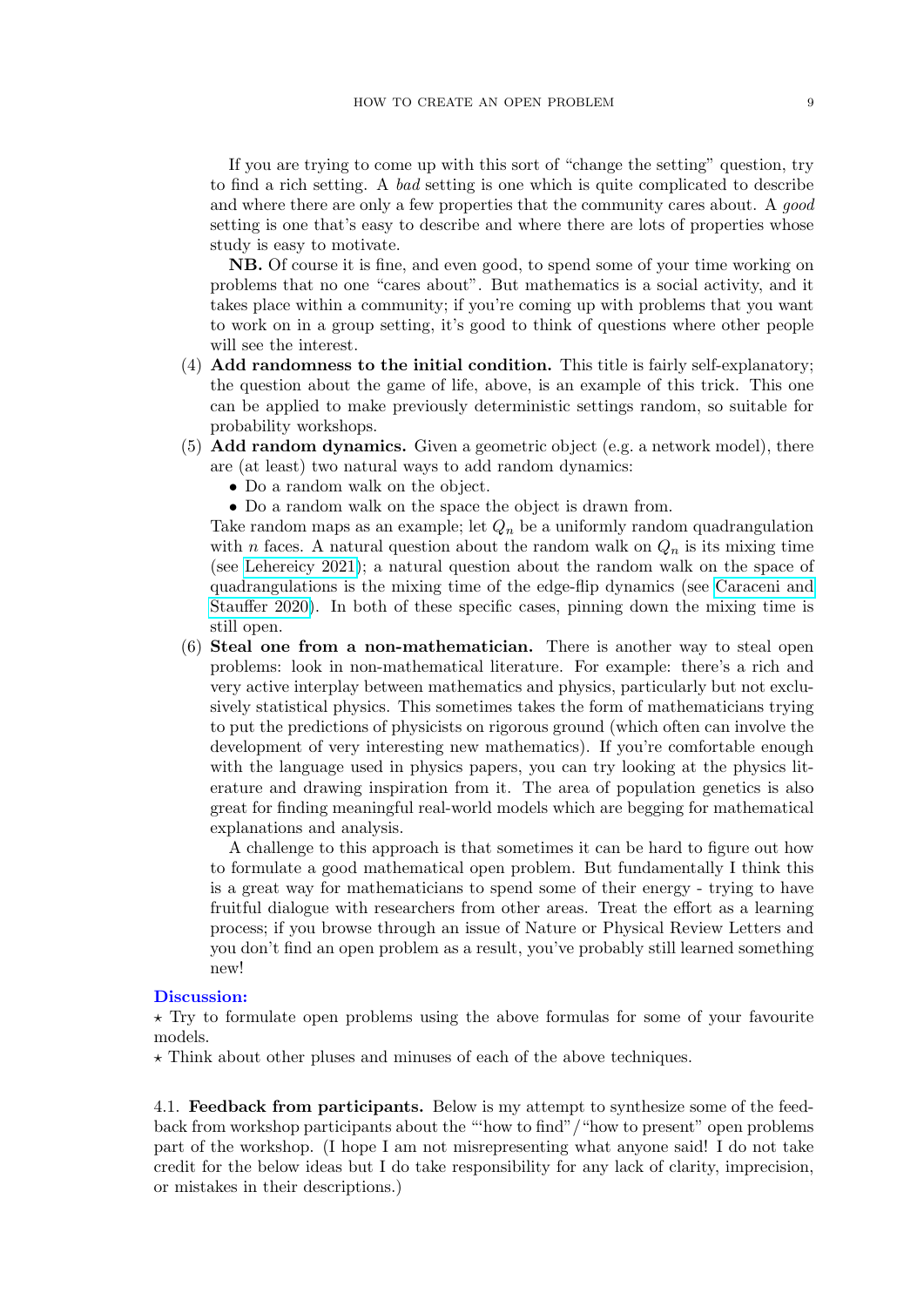If you are trying to come up with this sort of "change the setting" question, try to find a rich setting. A *bad* setting is one which is quite complicated to describe and where there are only a few properties that the community cares about. A *good* setting is one that's easy to describe and where there are lots of properties whose study is easy to motivate.

**NB.** Of course it is fine, and even good, to spend some of your time working on problems that no one "cares about". But mathematics is a social activity, and it takes place within a community; if you're coming up with problems that you want to work on in a group setting, it's good to think of questions where other people will see the interest.

(4) **Add randomness to the initial condition.** This title is fairly self-explanatory; the question about the game of life, above, is an example of this trick. This one can be applied to make previously deterministic settings random, so suitable for probability workshops.

(5) **Add random dynamics.** Given a geometric object (e.g. a network model), there are (at least) two natural ways to add random dynamics:
   - Do a random walk on the object.
   - Do a random walk on the space the object is drawn from.

   Take random maps as an example; let $Q_n$ be a uniformly random quadrangulation with $n$ faces. A natural question about the random walk on $Q_n$ is its mixing time (see Lehereicy 2021); a natural question about the random walk on the space of quadrangulations is the mixing time of the edge-flip dynamics (see Caraceni and Stauffer 2020). In both of these specific cases, pinning down the mixing time is still open.

(6) **Steal one from a non-mathematician.** There is another way to steal open problems: look in non-mathematical literature. For example: there's a rich and very active interplay between mathematics and physics, particularly but not exclusively statistical physics. This sometimes takes the form of mathematicians trying to put the predictions of physicists on rigorous ground (which often can involve the development of very interesting new mathematics). If you're comfortable enough with the language used in physics papers, you can try looking at the physics literature and drawing inspiration from it. The area of population genetics is also great for finding meaningful real-world models which are begging for mathematical explanations and analysis.

   A challenge to this approach is that sometimes it can be hard to figure out how to formulate a good mathematical open problem. But fundamentally I think this is a great way for mathematicians to spend some of their energy - trying to have fruitful dialogue with researchers from other areas. Treat the effort as a learning process; if you browse through an issue of Nature or Physical Review Letters and you don't find an open problem as a result, you've probably still learned something new!

**Discussion:**

⋆ Try to formulate open problems using the above formulas for some of your favourite models.

⋆ Think about other pluses and minuses of each of the above techniques.

4.1. **Feedback from participants.** Below is my attempt to synthesize some of the feedback from workshop participants about the "'how to find"/"how to present" open problems part of the workshop. (I hope I am not misrepresenting what anyone said! I do not take credit for the below ideas but I do take responsibility for any lack of clarity, imprecision, or mistakes in their descriptions.)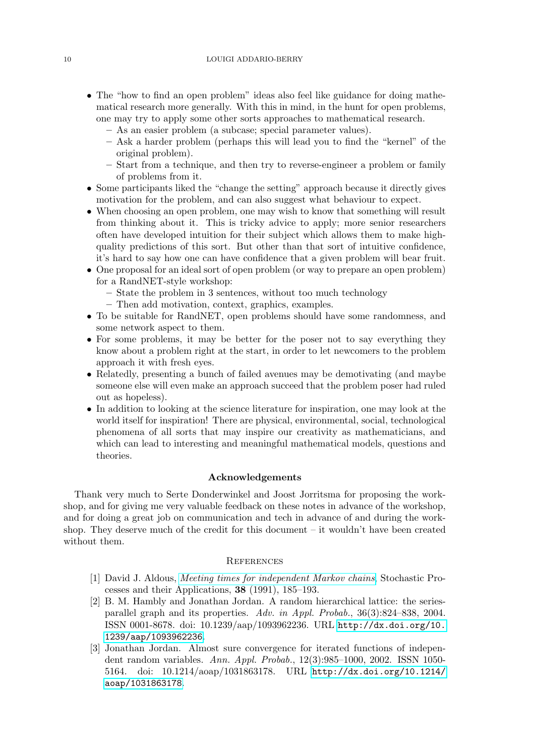- The "how to find an open problem" ideas also feel like guidance for doing mathematical research more generally. With this in mind, in the hunt for open problems, one may try to apply some other sorts approaches to mathematical research.
  - As an easier problem (a subcase; special parameter values).
  - Ask a harder problem (perhaps this will lead you to find the "kernel" of the original problem).
  - Start from a technique, and then try to reverse-engineer a problem or family of problems from it.
- Some participants liked the "change the setting" approach because it directly gives motivation for the problem, and can also suggest what behaviour to expect.
- When choosing an open problem, one may wish to know that something will result from thinking about it. This is tricky advice to apply; more senior researchers often have developed intuition for their subject which allows them to make high-quality predictions of this sort. But other than that sort of intuitive confidence, it's hard to say how one can have confidence that a given problem will bear fruit.
- One proposal for an ideal sort of open problem (or way to prepare an open problem) for a RandNET-style workshop:
  - State the problem in 3 sentences, without too much technology
  - Then add motivation, context, graphics, examples.
- To be suitable for RandNET, open problems should have some randomness, and some network aspect to them.
- For some problems, it may be better for the poser not to say everything they know about a problem right at the start, in order to let newcomers to the problem approach it with fresh eyes.
- Relatedly, presenting a bunch of failed avenues may be demotivating (and maybe someone else will even make an approach succeed that the problem poser had ruled out as hopeless).
- In addition to looking at the science literature for inspiration, one may look at the world itself for inspiration! There are physical, environmental, social, technological phenomena of all sorts that may inspire our creativity as mathematicians, and which can lead to interesting and meaningful mathematical models, questions and theories.

## Acknowledgements

Thank very much to Serte Donderwinkel and Joost Jorritsma for proposing the workshop, and for giving me very valuable feedback on these notes in advance of the workshop, and for doing a great job on communication and tech in advance of and during the workshop. They deserve much of the credit for this document – it wouldn't have been created without them.

## References

[1] David J. Aldous, *Meeting times for independent Markov chains*, Stochastic Processes and their Applications, **38** (1991), 185–193.

[2] B. M. Hambly and Jonathan Jordan. A random hierarchical lattice: the series-parallel graph and its properties. *Adv. in Appl. Probab.*, 36(3):824–838, 2004. ISSN 0001-8678. doi: 10.1239/aap/1093962236. URL http://dx.doi.org/10.1239/aap/1093962236.

[3] Jonathan Jordan. Almost sure convergence for iterated functions of independent random variables. *Ann. Appl. Probab.*, 12(3):985–1000, 2002. ISSN 1050-5164. doi: 10.1214/aoap/1031863178. URL http://dx.doi.org/10.1214/aoap/1031863178.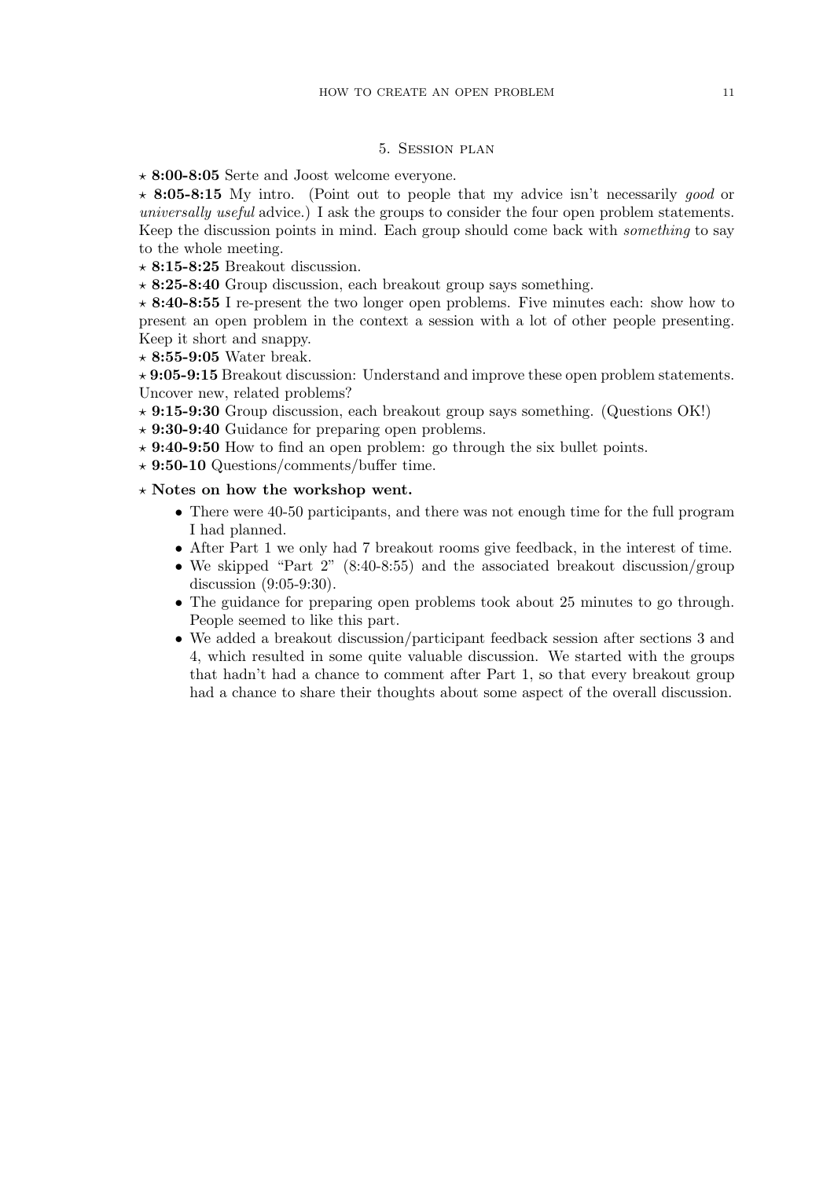## 5. Session plan

⋆ **8:00-8:05** Serte and Joost welcome everyone.

⋆ **8:05-8:15** My intro. (Point out to people that my advice isn't necessarily *good* or *universally useful* advice.) I ask the groups to consider the four open problem statements. Keep the discussion points in mind. Each group should come back with *something* to say to the whole meeting.

⋆ **8:15-8:25** Breakout discussion.

⋆ **8:25-8:40** Group discussion, each breakout group says something.

⋆ **8:40-8:55** I re-present the two longer open problems. Five minutes each: show how to present an open problem in the context a session with a lot of other people presenting. Keep it short and snappy.

⋆ **8:55-9:05** Water break.

⋆ **9:05-9:15** Breakout discussion: Understand and improve these open problem statements. Uncover new, related problems?

⋆ **9:15-9:30** Group discussion, each breakout group says something. (Questions OK!)

⋆ **9:30-9:40** Guidance for preparing open problems.

⋆ **9:40-9:50** How to find an open problem: go through the six bullet points.

⋆ **9:50-10** Questions/comments/buffer time.

⋆ **Notes on how the workshop went.**

- There were 40-50 participants, and there was not enough time for the full program I had planned.
- After Part 1 we only had 7 breakout rooms give feedback, in the interest of time.
- We skipped "Part 2" (8:40-8:55) and the associated breakout discussion/group discussion (9:05-9:30).
- The guidance for preparing open problems took about 25 minutes to go through. People seemed to like this part.
- We added a breakout discussion/participant feedback session after sections 3 and 4, which resulted in some quite valuable discussion. We started with the groups that hadn't had a chance to comment after Part 1, so that every breakout group had a chance to share their thoughts about some aspect of the overall discussion.